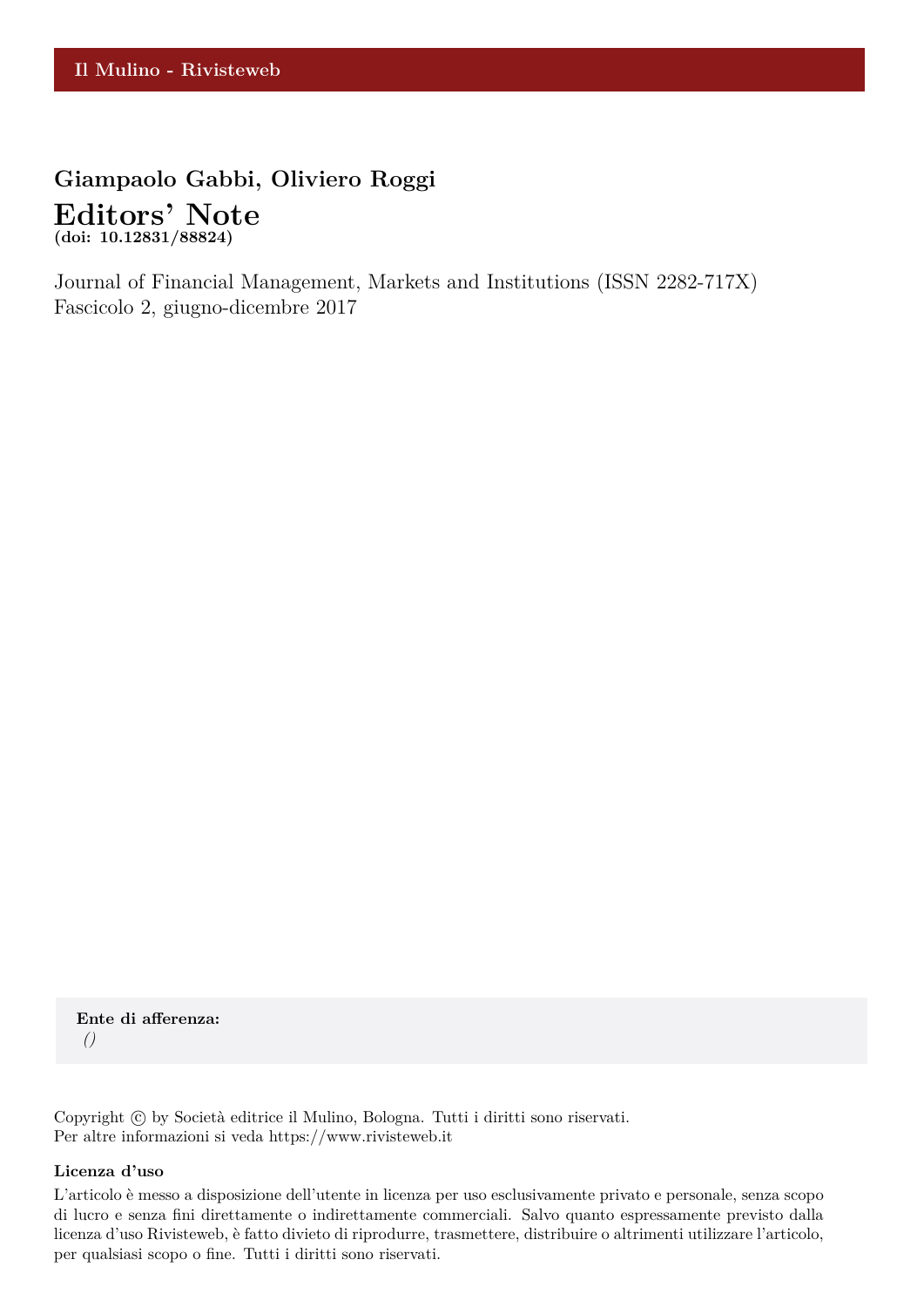Il Mulino - Rivisteweb

**Giampaolo Gabbi, Oliviero Roggi**

# Editors' Note

**(doi: 10.12831/88824)**

Journal of Financial Management, Markets and Institutions (ISSN 2282-717X)
Fascicolo 2, giugno-dicembre 2017

**Ente di afferenza:**
*()*

Copyright © by Società editrice il Mulino, Bologna. Tutti i diritti sono riservati.
Per altre informazioni si veda https://www.rivisteweb.it

**Licenza d'uso**

L'articolo è messo a disposizione dell'utente in licenza per uso esclusivamente privato e personale, senza scopo di lucro e senza fini direttamente o indirettamente commerciali. Salvo quanto espressamente previsto dalla licenza d'uso Rivisteweb, è fatto divieto di riprodurre, trasmettere, distribuire o altrimenti utilizzare l'articolo, per qualsiasi scopo o fine. Tutti i diritti sono riservati.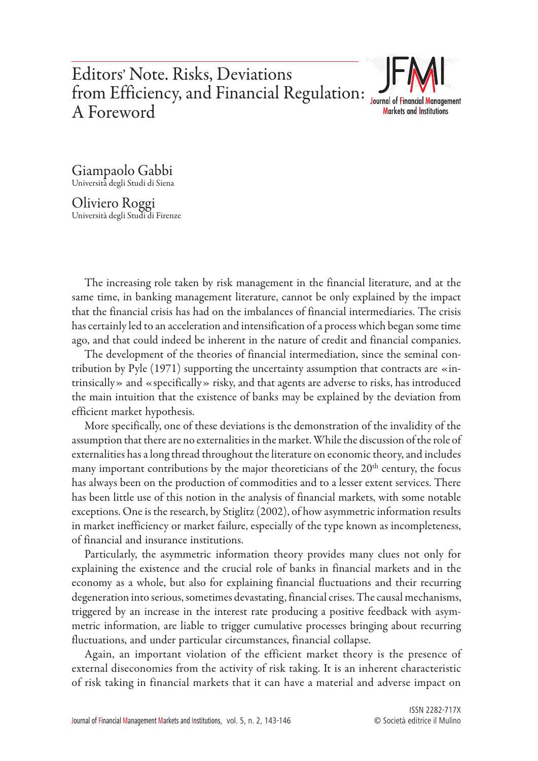# Editors' Note. Risks, Deviations from Efficiency, and Financial Regulation: A Foreword

Giampaolo Gabbi
Università degli Studi di Siena

Oliviero Roggi
Università degli Studi di Firenze

The increasing role taken by risk management in the financial literature, and at the same time, in banking management literature, cannot be only explained by the impact that the financial crisis has had on the imbalances of financial intermediaries. The crisis has certainly led to an acceleration and intensification of a process which began some time ago, and that could indeed be inherent in the nature of credit and financial companies.

The development of the theories of financial intermediation, since the seminal contribution by Pyle (1971) supporting the uncertainty assumption that contracts are «intrinsically» and «specifically» risky, and that agents are adverse to risks, has introduced the main intuition that the existence of banks may be explained by the deviation from efficient market hypothesis.

More specifically, one of these deviations is the demonstration of the invalidity of the assumption that there are no externalities in the market. While the discussion of the role of externalities has a long thread throughout the literature on economic theory, and includes many important contributions by the major theoreticians of the 20th century, the focus has always been on the production of commodities and to a lesser extent services. There has been little use of this notion in the analysis of financial markets, with some notable exceptions. One is the research, by Stiglitz (2002), of how asymmetric information results in market inefficiency or market failure, especially of the type known as incompleteness, of financial and insurance institutions.

Particularly, the asymmetric information theory provides many clues not only for explaining the existence and the crucial role of banks in financial markets and in the economy as a whole, but also for explaining financial fluctuations and their recurring degeneration into serious, sometimes devastating, financial crises. The causal mechanisms, triggered by an increase in the interest rate producing a positive feedback with asymmetric information, are liable to trigger cumulative processes bringing about recurring fluctuations, and under particular circumstances, financial collapse.

Again, an important violation of the efficient market theory is the presence of external diseconomies from the activity of risk taking. It is an inherent characteristic of risk taking in financial markets that it can have a material and adverse impact on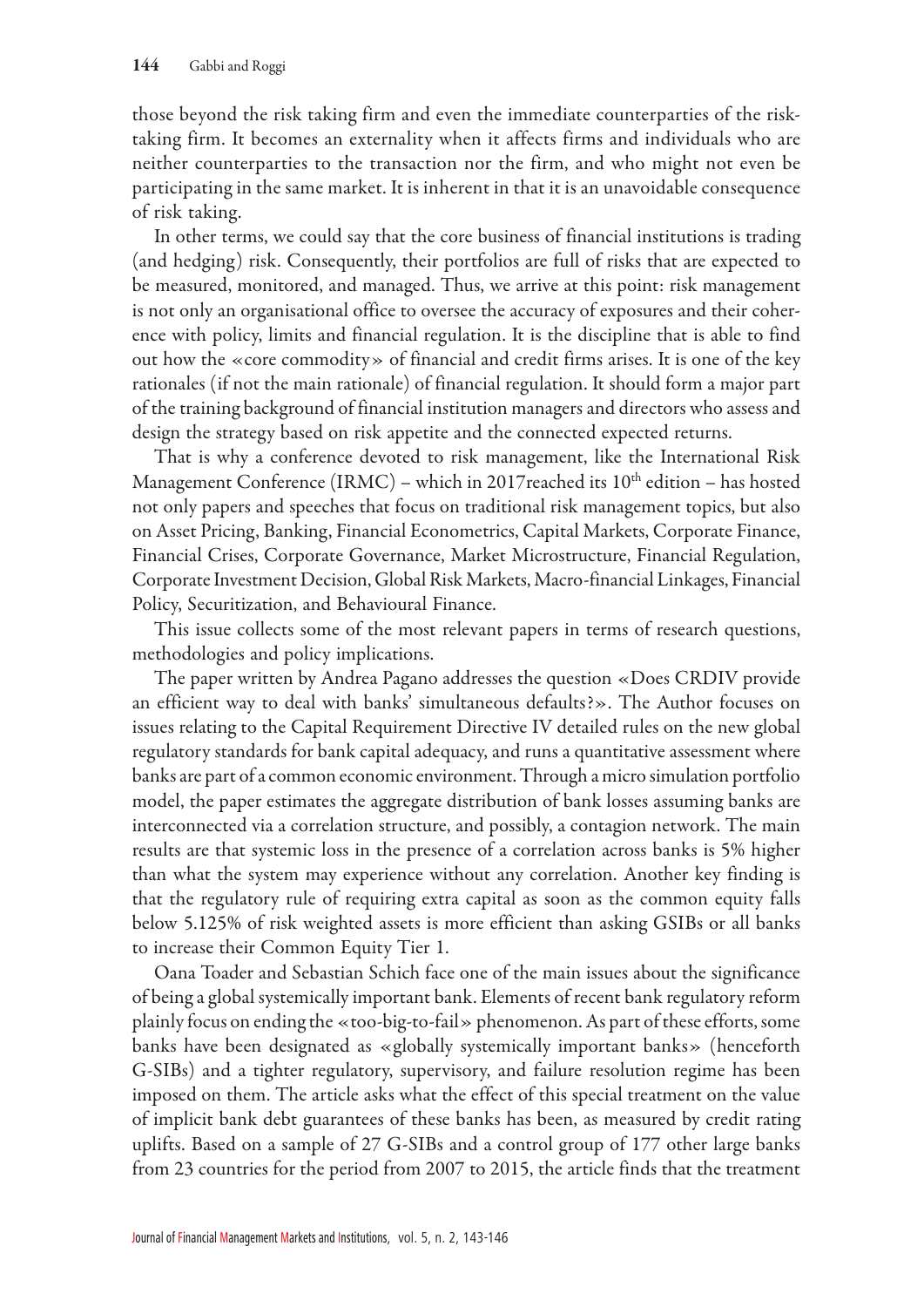those beyond the risk taking firm and even the immediate counterparties of the risk-taking firm. It becomes an externality when it affects firms and individuals who are neither counterparties to the transaction nor the firm, and who might not even be participating in the same market. It is inherent in that it is an unavoidable consequence of risk taking.

In other terms, we could say that the core business of financial institutions is trading (and hedging) risk. Consequently, their portfolios are full of risks that are expected to be measured, monitored, and managed. Thus, we arrive at this point: risk management is not only an organisational office to oversee the accuracy of exposures and their coherence with policy, limits and financial regulation. It is the discipline that is able to find out how the «core commodity» of financial and credit firms arises. It is one of the key rationales (if not the main rationale) of financial regulation. It should form a major part of the training background of financial institution managers and directors who assess and design the strategy based on risk appetite and the connected expected returns.

That is why a conference devoted to risk management, like the International Risk Management Conference (IRMC) – which in 2017reached its 10th edition – has hosted not only papers and speeches that focus on traditional risk management topics, but also on Asset Pricing, Banking, Financial Econometrics, Capital Markets, Corporate Finance, Financial Crises, Corporate Governance, Market Microstructure, Financial Regulation, Corporate Investment Decision, Global Risk Markets, Macro-financial Linkages, Financial Policy, Securitization, and Behavioural Finance.

This issue collects some of the most relevant papers in terms of research questions, methodologies and policy implications.

The paper written by Andrea Pagano addresses the question «Does CRDIV provide an efficient way to deal with banks' simultaneous defaults?». The Author focuses on issues relating to the Capital Requirement Directive IV detailed rules on the new global regulatory standards for bank capital adequacy, and runs a quantitative assessment where banks are part of a common economic environment. Through a micro simulation portfolio model, the paper estimates the aggregate distribution of bank losses assuming banks are interconnected via a correlation structure, and possibly, a contagion network. The main results are that systemic loss in the presence of a correlation across banks is 5% higher than what the system may experience without any correlation. Another key finding is that the regulatory rule of requiring extra capital as soon as the common equity falls below 5.125% of risk weighted assets is more efficient than asking GSIBs or all banks to increase their Common Equity Tier 1.

Oana Toader and Sebastian Schich face one of the main issues about the significance of being a global systemically important bank. Elements of recent bank regulatory reform plainly focus on ending the «too-big-to-fail» phenomenon. As part of these efforts, some banks have been designated as «globally systemically important banks» (henceforth G-SIBs) and a tighter regulatory, supervisory, and failure resolution regime has been imposed on them. The article asks what the effect of this special treatment on the value of implicit bank debt guarantees of these banks has been, as measured by credit rating uplifts. Based on a sample of 27 G-SIBs and a control group of 177 other large banks from 23 countries for the period from 2007 to 2015, the article finds that the treatment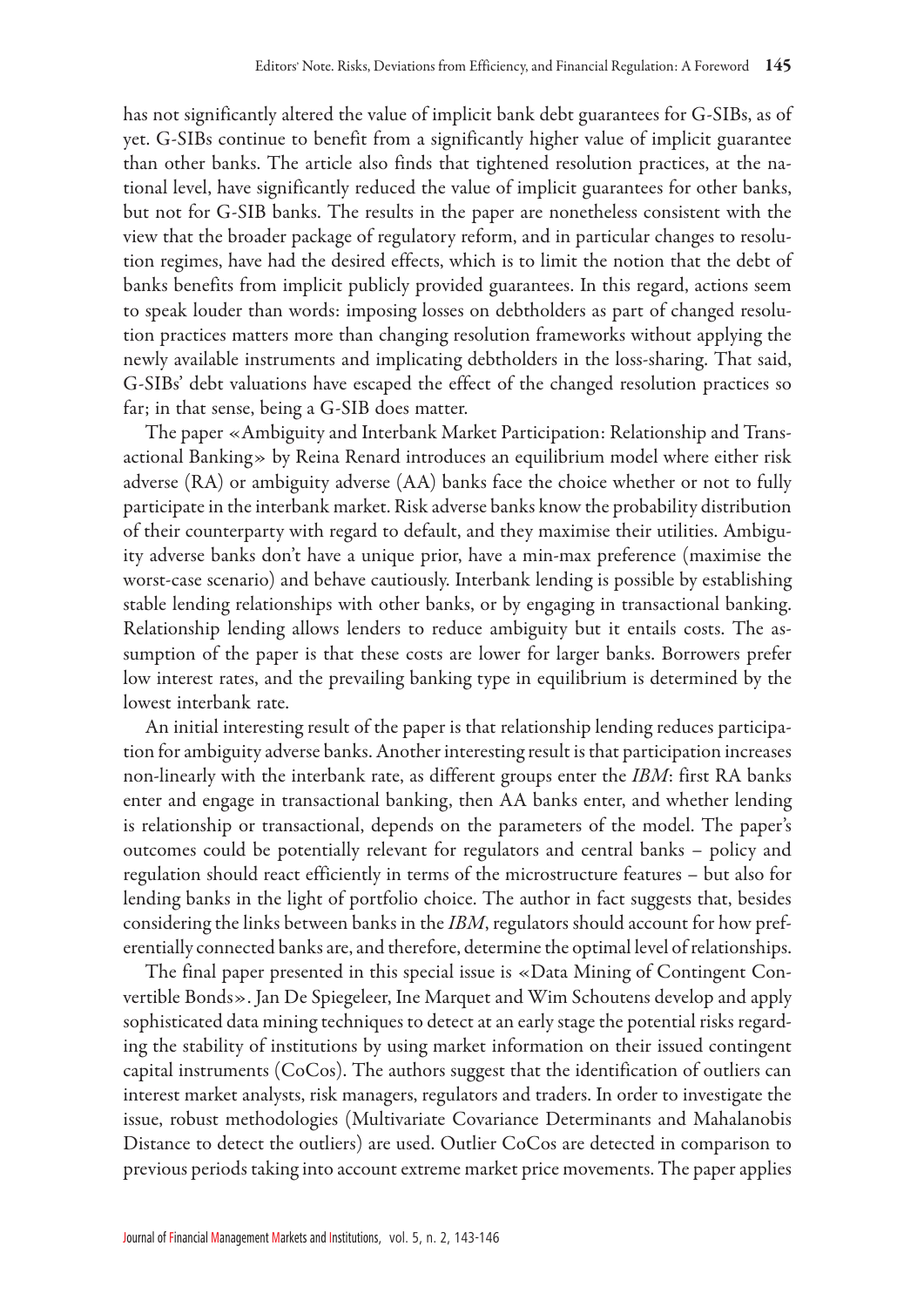has not significantly altered the value of implicit bank debt guarantees for G-SIBs, as of yet. G-SIBs continue to benefit from a significantly higher value of implicit guarantee than other banks. The article also finds that tightened resolution practices, at the national level, have significantly reduced the value of implicit guarantees for other banks, but not for G-SIB banks. The results in the paper are nonetheless consistent with the view that the broader package of regulatory reform, and in particular changes to resolution regimes, have had the desired effects, which is to limit the notion that the debt of banks benefits from implicit publicly provided guarantees. In this regard, actions seem to speak louder than words: imposing losses on debtholders as part of changed resolution practices matters more than changing resolution frameworks without applying the newly available instruments and implicating debtholders in the loss-sharing. That said, G-SIBs' debt valuations have escaped the effect of the changed resolution practices so far; in that sense, being a G-SIB does matter.

The paper «Ambiguity and Interbank Market Participation: Relationship and Transactional Banking» by Reina Renard introduces an equilibrium model where either risk adverse (RA) or ambiguity adverse (AA) banks face the choice whether or not to fully participate in the interbank market. Risk adverse banks know the probability distribution of their counterparty with regard to default, and they maximise their utilities. Ambiguity adverse banks don't have a unique prior, have a min-max preference (maximise the worst-case scenario) and behave cautiously. Interbank lending is possible by establishing stable lending relationships with other banks, or by engaging in transactional banking. Relationship lending allows lenders to reduce ambiguity but it entails costs. The assumption of the paper is that these costs are lower for larger banks. Borrowers prefer low interest rates, and the prevailing banking type in equilibrium is determined by the lowest interbank rate.

An initial interesting result of the paper is that relationship lending reduces participation for ambiguity adverse banks. Another interesting result is that participation increases non-linearly with the interbank rate, as different groups enter the *IBM*: first RA banks enter and engage in transactional banking, then AA banks enter, and whether lending is relationship or transactional, depends on the parameters of the model. The paper's outcomes could be potentially relevant for regulators and central banks – policy and regulation should react efficiently in terms of the microstructure features – but also for lending banks in the light of portfolio choice. The author in fact suggests that, besides considering the links between banks in the *IBM*, regulators should account for how preferentially connected banks are, and therefore, determine the optimal level of relationships.

The final paper presented in this special issue is «Data Mining of Contingent Convertible Bonds». Jan De Spiegeleer, Ine Marquet and Wim Schoutens develop and apply sophisticated data mining techniques to detect at an early stage the potential risks regarding the stability of institutions by using market information on their issued contingent capital instruments (CoCos). The authors suggest that the identification of outliers can interest market analysts, risk managers, regulators and traders. In order to investigate the issue, robust methodologies (Multivariate Covariance Determinants and Mahalanobis Distance to detect the outliers) are used. Outlier CoCos are detected in comparison to previous periods taking into account extreme market price movements. The paper applies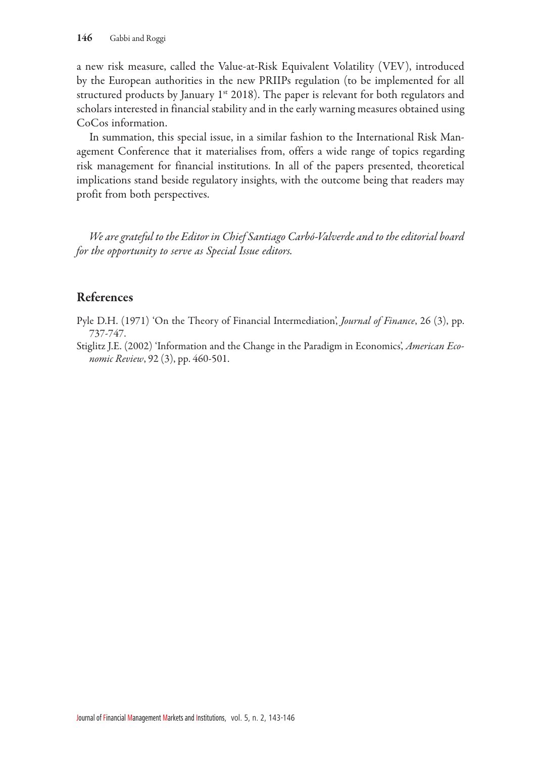a new risk measure, called the Value-at-Risk Equivalent Volatility (VEV), introduced by the European authorities in the new PRIIPs regulation (to be implemented for all structured products by January 1st 2018). The paper is relevant for both regulators and scholars interested in financial stability and in the early warning measures obtained using CoCos information.

In summation, this special issue, in a similar fashion to the International Risk Management Conference that it materialises from, offers a wide range of topics regarding risk management for financial institutions. In all of the papers presented, theoretical implications stand beside regulatory insights, with the outcome being that readers may profit from both perspectives.

*We are grateful to the Editor in Chief Santiago Carbó-Valverde and to the editorial board for the opportunity to serve as Special Issue editors.*

## References

Pyle D.H. (1971) 'On the Theory of Financial Intermediation', *Journal of Finance*, 26 (3), pp. 737-747.

Stiglitz J.E. (2002) 'Information and the Change in the Paradigm in Economics', *American Economic Review*, 92 (3), pp. 460-501.